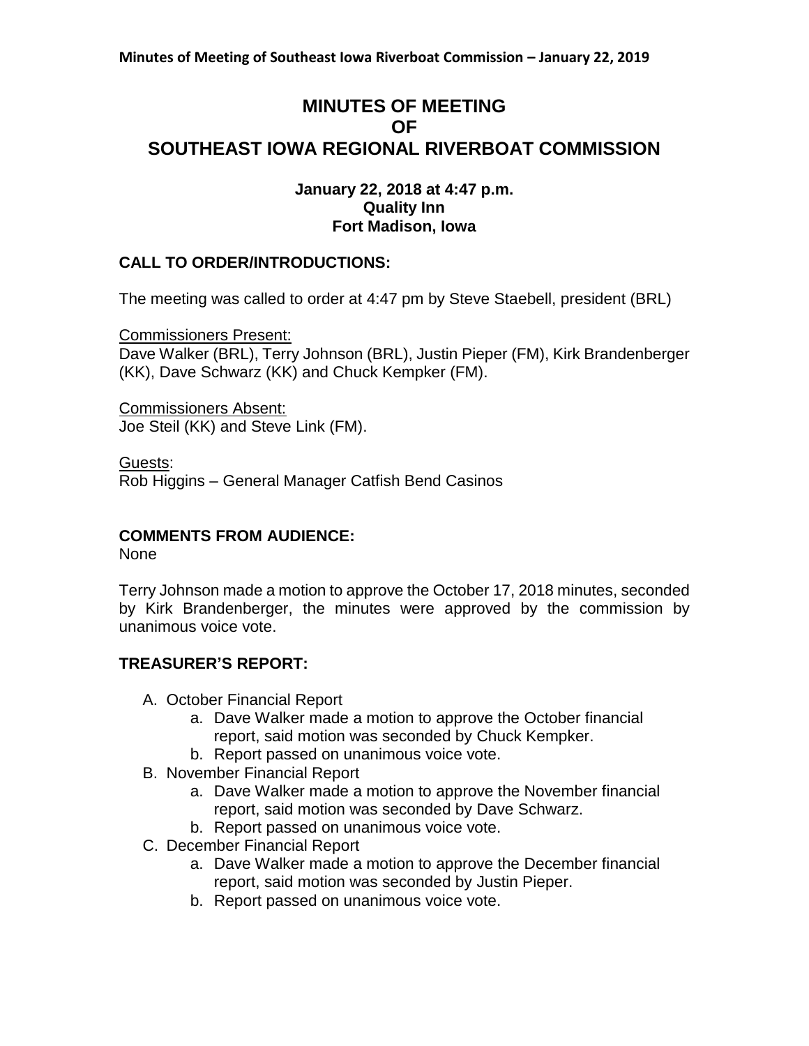# MINUTES OF MEETING OF SOUTHEAST IOWA REGIONAL RIVERBOAT COMMISSION

**January 22, 2018 at 4:47 p.m.**
**Quality Inn**
**Fort Madison, Iowa**

## CALL TO ORDER/INTRODUCTIONS:

The meeting was called to order at 4:47 pm by Steve Staebell, president (BRL)

Commissioners Present:
Dave Walker (BRL), Terry Johnson (BRL), Justin Pieper (FM), Kirk Brandenberger (KK), Dave Schwarz (KK) and Chuck Kempker (FM).

Commissioners Absent:
Joe Steil (KK) and Steve Link (FM).

Guests:
Rob Higgins – General Manager Catfish Bend Casinos

## COMMENTS FROM AUDIENCE:

None

Terry Johnson made a motion to approve the October 17, 2018 minutes, seconded by Kirk Brandenberger, the minutes were approved by the commission by unanimous voice vote.

## TREASURER'S REPORT:

A. October Financial Report
   a. Dave Walker made a motion to approve the October financial report, said motion was seconded by Chuck Kempker.
   b. Report passed on unanimous voice vote.
B. November Financial Report
   a. Dave Walker made a motion to approve the November financial report, said motion was seconded by Dave Schwarz.
   b. Report passed on unanimous voice vote.
C. December Financial Report
   a. Dave Walker made a motion to approve the December financial report, said motion was seconded by Justin Pieper.
   b. Report passed on unanimous voice vote.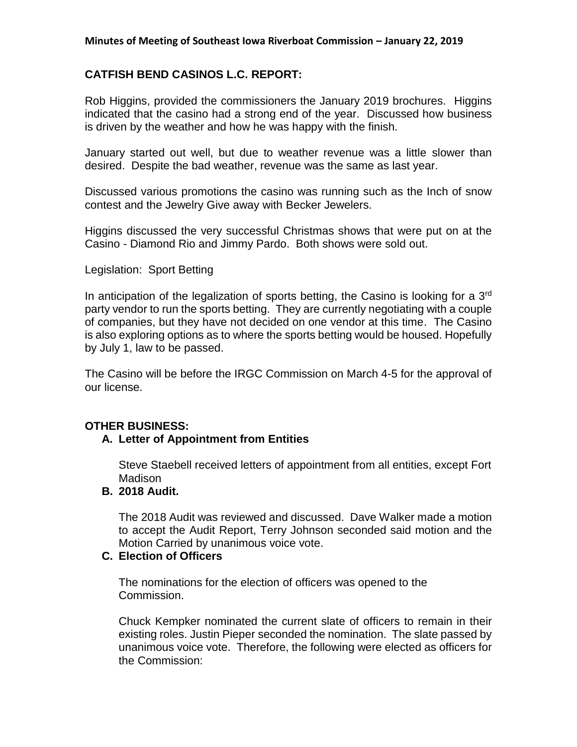**CATFISH BEND CASINOS L.C. REPORT:**

Rob Higgins, provided the commissioners the January 2019 brochures. Higgins indicated that the casino had a strong end of the year. Discussed how business is driven by the weather and how he was happy with the finish.

January started out well, but due to weather revenue was a little slower than desired. Despite the bad weather, revenue was the same as last year.

Discussed various promotions the casino was running such as the Inch of snow contest and the Jewelry Give away with Becker Jewelers.

Higgins discussed the very successful Christmas shows that were put on at the Casino - Diamond Rio and Jimmy Pardo. Both shows were sold out.

Legislation: Sport Betting

In anticipation of the legalization of sports betting, the Casino is looking for a 3rd party vendor to run the sports betting. They are currently negotiating with a couple of companies, but they have not decided on one vendor at this time. The Casino is also exploring options as to where the sports betting would be housed. Hopefully by July 1, law to be passed.

The Casino will be before the IRGC Commission on March 4-5 for the approval of our license.

**OTHER BUSINESS:**

**A. Letter of Appointment from Entities**

Steve Staebell received letters of appointment from all entities, except Fort Madison

**B. 2018 Audit.**

The 2018 Audit was reviewed and discussed. Dave Walker made a motion to accept the Audit Report, Terry Johnson seconded said motion and the Motion Carried by unanimous voice vote.

**C. Election of Officers**

The nominations for the election of officers was opened to the Commission.

Chuck Kempker nominated the current slate of officers to remain in their existing roles. Justin Pieper seconded the nomination. The slate passed by unanimous voice vote. Therefore, the following were elected as officers for the Commission: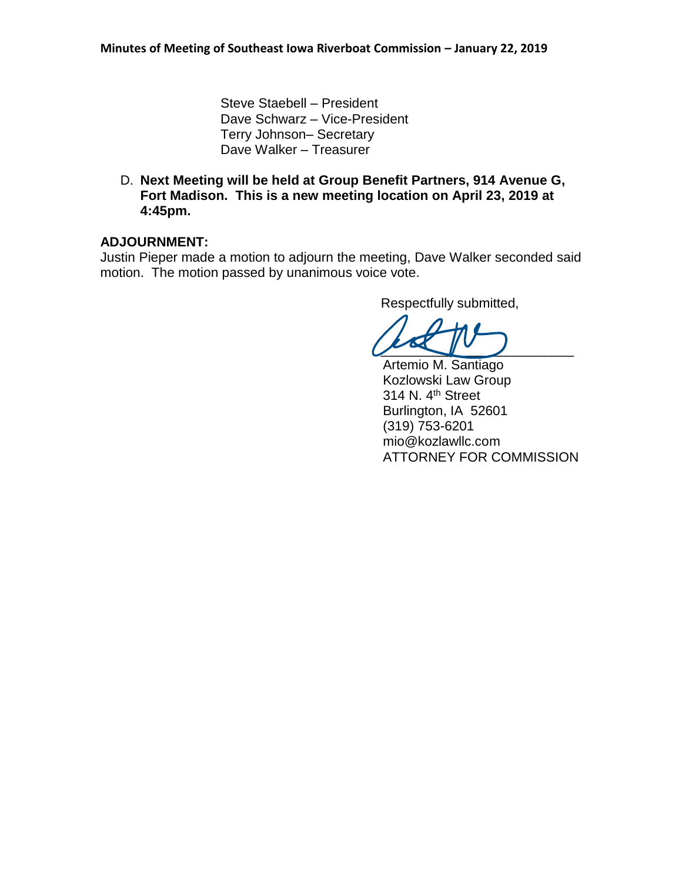Steve Staebell – President
Dave Schwarz – Vice-President
Terry Johnson– Secretary
Dave Walker – Treasurer

D. **Next Meeting will be held at Group Benefit Partners, 914 Avenue G, Fort Madison. This is a new meeting location on April 23, 2019 at 4:45pm.**

**ADJOURNMENT:**

Justin Pieper made a motion to adjourn the meeting, Dave Walker seconded said motion. The motion passed by unanimous voice vote.

Respectfully submitted,

\_\_\_\_\_\_\_\_\_\_\_\_\_\_\_\_\_\_\_\_\_\_\_\_\_\_\_\_\_\_\_\_
Artemio M. Santiago
Kozlowski Law Group
314 N. 4th Street
Burlington, IA 52601
(319) 753-6201
mio@kozlawllc.com
ATTORNEY FOR COMMISSION